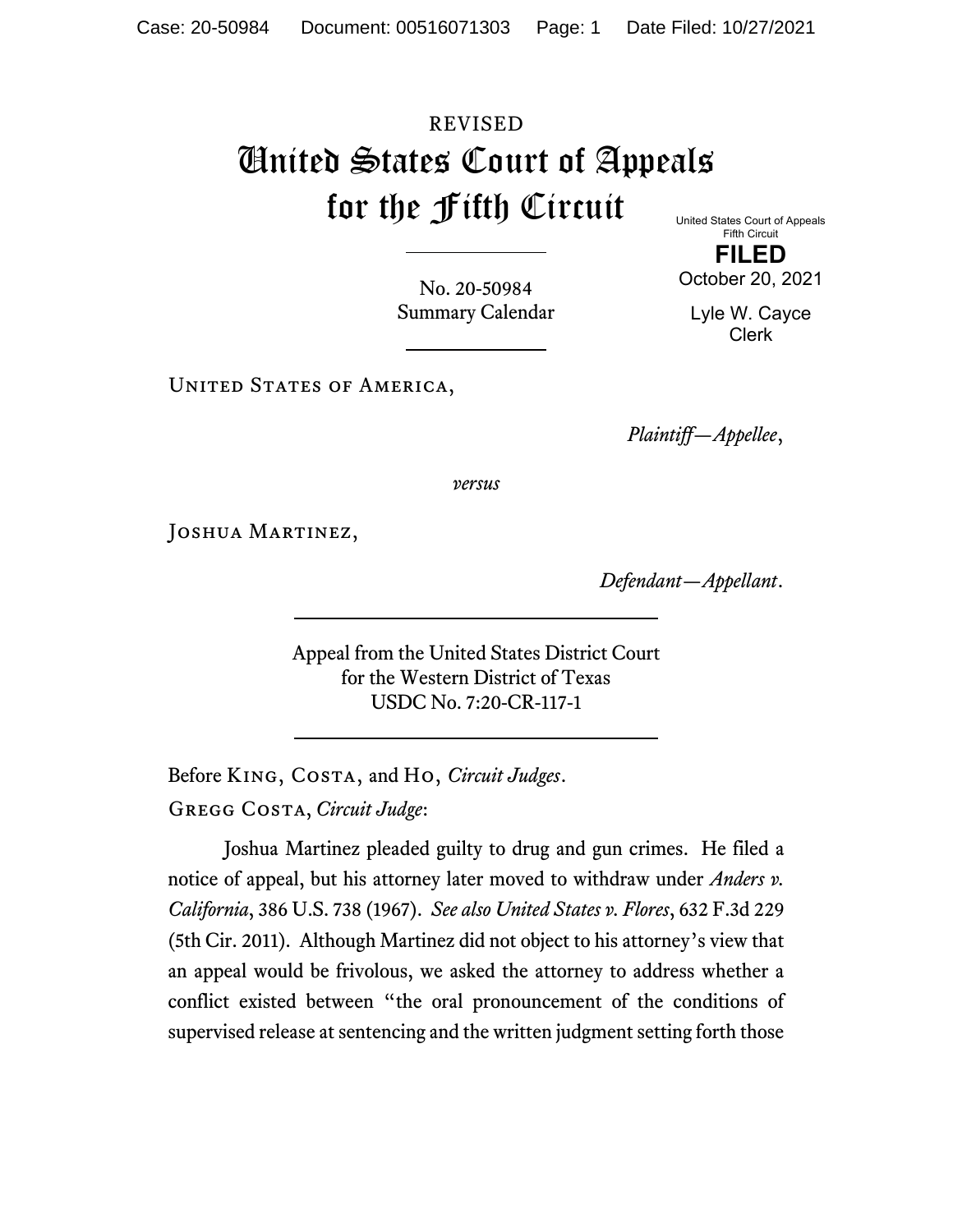REVISED

# United States Court of Appeals for the Fifth Circuit

United States Court of Appeals
Fifth Circuit

**FILED**

October 20, 2021

Lyle W. Cayce
Clerk

---

No. 20-50984
Summary Calendar

---

United States of America,

*Plaintiff—Appellee*,

*versus*

Joshua Martinez,

*Defendant—Appellant*.

---

Appeal from the United States District Court
for the Western District of Texas
USDC No. 7:20-CR-117-1

---

Before King, Costa, and Ho, *Circuit Judges*.

Gregg Costa, *Circuit Judge*:

Joshua Martinez pleaded guilty to drug and gun crimes. He filed a notice of appeal, but his attorney later moved to withdraw under *Anders v. California*, 386 U.S. 738 (1967). *See also United States v. Flores*, 632 F.3d 229 (5th Cir. 2011). Although Martinez did not object to his attorney's view that an appeal would be frivolous, we asked the attorney to address whether a conflict existed between "the oral pronouncement of the conditions of supervised release at sentencing and the written judgment setting forth those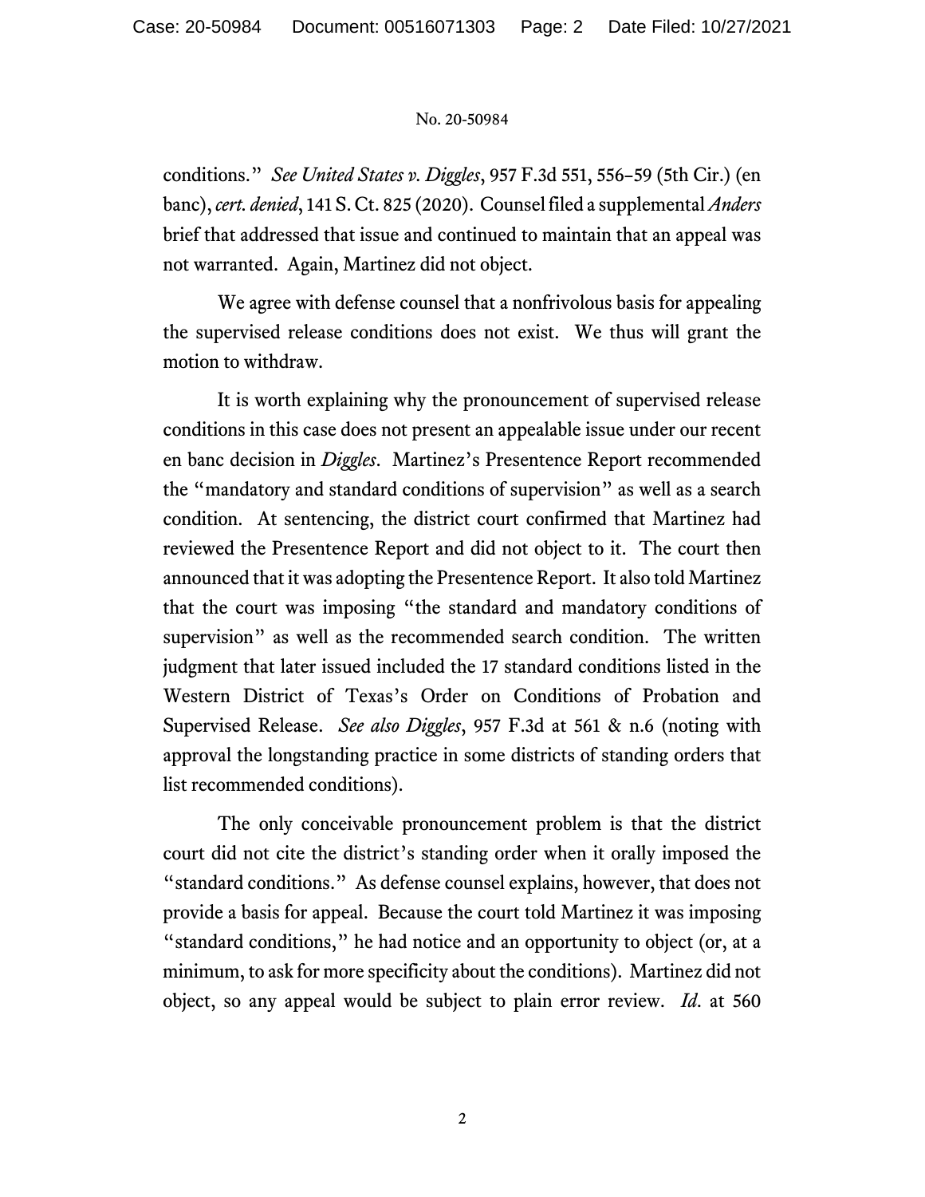conditions." *See United States v. Diggles*, 957 F.3d 551, 556–59 (5th Cir.) (en banc), *cert. denied*, 141 S. Ct. 825 (2020). Counsel filed a supplemental *Anders* brief that addressed that issue and continued to maintain that an appeal was not warranted. Again, Martinez did not object.

We agree with defense counsel that a nonfrivolous basis for appealing the supervised release conditions does not exist. We thus will grant the motion to withdraw.

It is worth explaining why the pronouncement of supervised release conditions in this case does not present an appealable issue under our recent en banc decision in *Diggles*. Martinez's Presentence Report recommended the "mandatory and standard conditions of supervision" as well as a search condition. At sentencing, the district court confirmed that Martinez had reviewed the Presentence Report and did not object to it. The court then announced that it was adopting the Presentence Report. It also told Martinez that the court was imposing "the standard and mandatory conditions of supervision" as well as the recommended search condition. The written judgment that later issued included the 17 standard conditions listed in the Western District of Texas's Order on Conditions of Probation and Supervised Release. *See also Diggles*, 957 F.3d at 561 & n.6 (noting with approval the longstanding practice in some districts of standing orders that list recommended conditions).

The only conceivable pronouncement problem is that the district court did not cite the district's standing order when it orally imposed the "standard conditions." As defense counsel explains, however, that does not provide a basis for appeal. Because the court told Martinez it was imposing "standard conditions," he had notice and an opportunity to object (or, at a minimum, to ask for more specificity about the conditions). Martinez did not object, so any appeal would be subject to plain error review. *Id*. at 560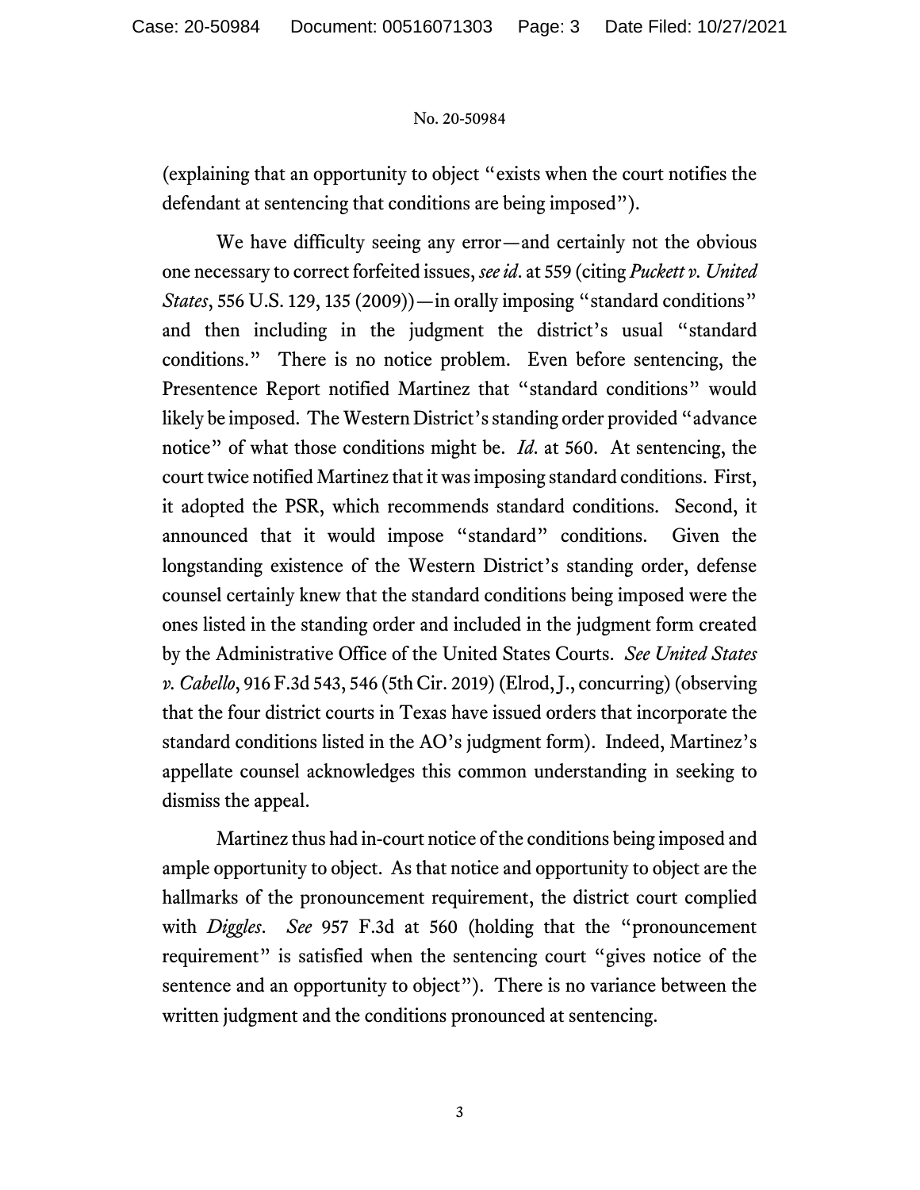(explaining that an opportunity to object "exists when the court notifies the defendant at sentencing that conditions are being imposed").

We have difficulty seeing any error—and certainly not the obvious one necessary to correct forfeited issues, *see id.* at 559 (citing *Puckett v. United States*, 556 U.S. 129, 135 (2009))—in orally imposing "standard conditions" and then including in the judgment the district's usual "standard conditions." There is no notice problem. Even before sentencing, the Presentence Report notified Martinez that "standard conditions" would likely be imposed. The Western District's standing order provided "advance notice" of what those conditions might be. *Id.* at 560. At sentencing, the court twice notified Martinez that it was imposing standard conditions. First, it adopted the PSR, which recommends standard conditions. Second, it announced that it would impose "standard" conditions. Given the longstanding existence of the Western District's standing order, defense counsel certainly knew that the standard conditions being imposed were the ones listed in the standing order and included in the judgment form created by the Administrative Office of the United States Courts. *See United States v. Cabello*, 916 F.3d 543, 546 (5th Cir. 2019) (Elrod, J., concurring) (observing that the four district courts in Texas have issued orders that incorporate the standard conditions listed in the AO's judgment form). Indeed, Martinez's appellate counsel acknowledges this common understanding in seeking to dismiss the appeal.

Martinez thus had in-court notice of the conditions being imposed and ample opportunity to object. As that notice and opportunity to object are the hallmarks of the pronouncement requirement, the district court complied with *Diggles*. *See* 957 F.3d at 560 (holding that the "pronouncement requirement" is satisfied when the sentencing court "gives notice of the sentence and an opportunity to object"). There is no variance between the written judgment and the conditions pronounced at sentencing.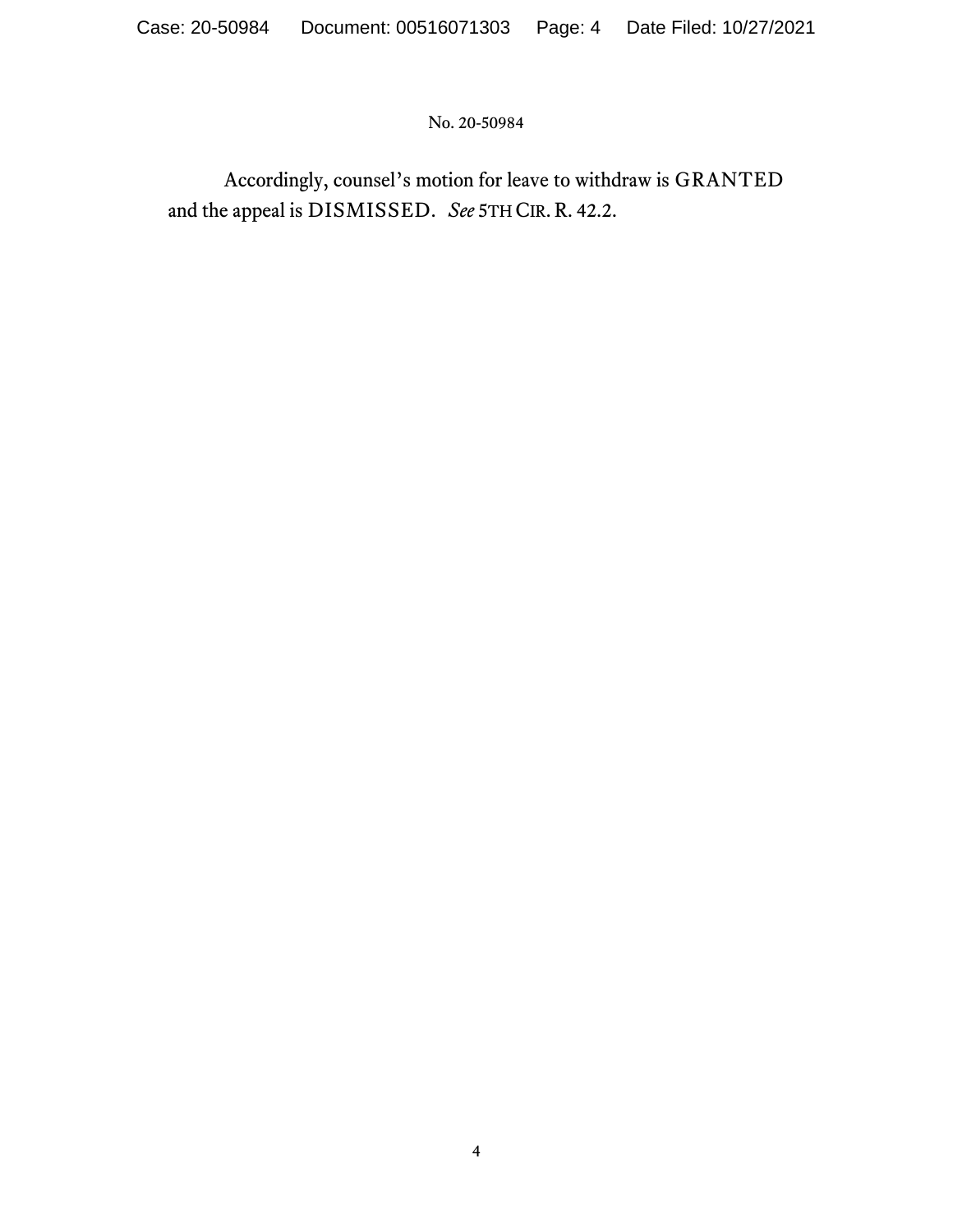Accordingly, counsel's motion for leave to withdraw is GRANTED and the appeal is DISMISSED. *See* 5TH CIR. R. 42.2.